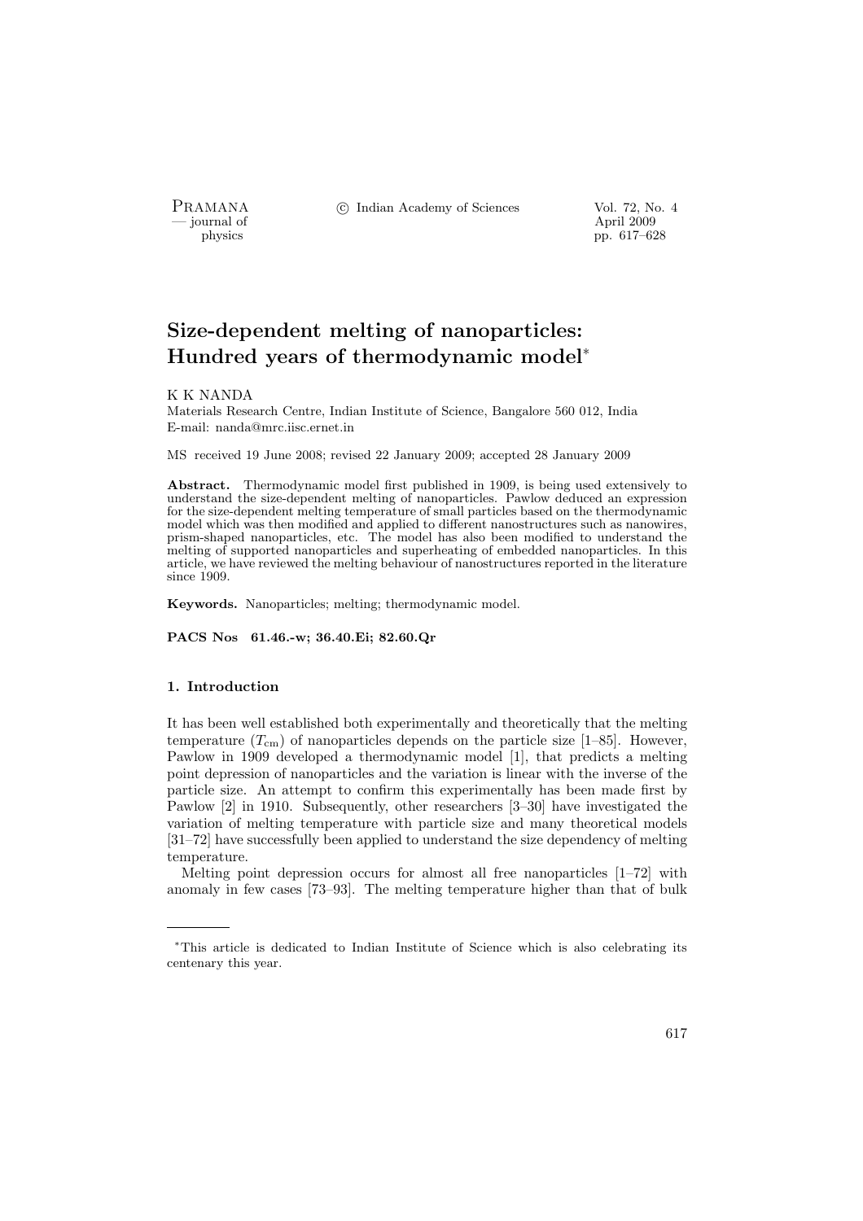# Size-dependent melting of nanoparticles: Hundred years of thermodynamic model*

K K NANDA

Materials Research Centre, Indian Institute of Science, Bangalore 560 012, India
E-mail: nanda@mrc.iisc.ernet.in

MS received 19 June 2008; revised 22 January 2009; accepted 28 January 2009

**Abstract.** Thermodynamic model first published in 1909, is being used extensively to understand the size-dependent melting of nanoparticles. Pawlow deduced an expression for the size-dependent melting temperature of small particles based on the thermodynamic model which was then modified and applied to different nanostructures such as nanowires, prism-shaped nanoparticles, etc. The model has also been modified to understand the melting of supported nanoparticles and superheating of embedded nanoparticles. In this article, we have reviewed the melting behaviour of nanostructures reported in the literature since 1909.

**Keywords.** Nanoparticles; melting; thermodynamic model.

**PACS Nos 61.46.-w; 36.40.Ei; 82.60.Qr**

## 1. Introduction

It has been well established both experimentally and theoretically that the melting temperature ($T_{\rm cm}$) of nanoparticles depends on the particle size [1–85]. However, Pawlow in 1909 developed a thermodynamic model [1], that predicts a melting point depression of nanoparticles and the variation is linear with the inverse of the particle size. An attempt to confirm this experimentally has been made first by Pawlow [2] in 1910. Subsequently, other researchers [3–30] have investigated the variation of melting temperature with particle size and many theoretical models [31–72] have successfully been applied to understand the size dependency of melting temperature.

Melting point depression occurs for almost all free nanoparticles [1–72] with anomaly in few cases [73–93]. The melting temperature higher than that of bulk

*This article is dedicated to Indian Institute of Science which is also celebrating its centenary this year.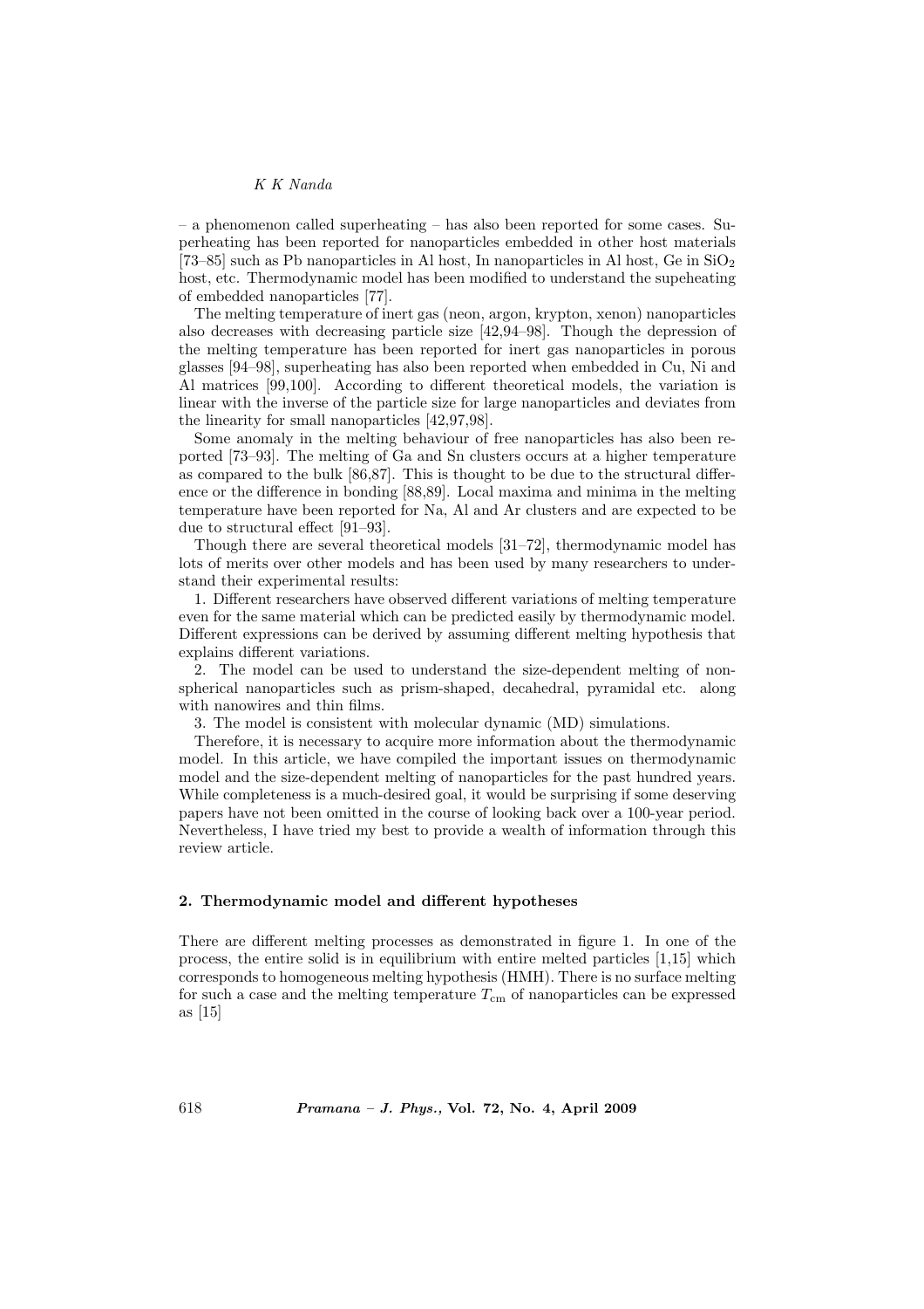– a phenomenon called superheating – has also been reported for some cases. Superheating has been reported for nanoparticles embedded in other host materials [73–85] such as Pb nanoparticles in Al host, In nanoparticles in Al host, Ge in $SiO_2$ host, etc. Thermodynamic model has been modified to understand the supeheating of embedded nanoparticles [77].

The melting temperature of inert gas (neon, argon, krypton, xenon) nanoparticles also decreases with decreasing particle size [42,94–98]. Though the depression of the melting temperature has been reported for inert gas nanoparticles in porous glasses [94–98], superheating has also been reported when embedded in Cu, Ni and Al matrices [99,100]. According to different theoretical models, the variation is linear with the inverse of the particle size for large nanoparticles and deviates from the linearity for small nanoparticles [42,97,98].

Some anomaly in the melting behaviour of free nanoparticles has also been reported [73–93]. The melting of Ga and Sn clusters occurs at a higher temperature as compared to the bulk [86,87]. This is thought to be due to the structural difference or the difference in bonding [88,89]. Local maxima and minima in the melting temperature have been reported for Na, Al and Ar clusters and are expected to be due to structural effect [91–93].

Though there are several theoretical models [31–72], thermodynamic model has lots of merits over other models and has been used by many researchers to understand their experimental results:

1. Different researchers have observed different variations of melting temperature even for the same material which can be predicted easily by thermodynamic model. Different expressions can be derived by assuming different melting hypothesis that explains different variations.

2. The model can be used to understand the size-dependent melting of non-spherical nanoparticles such as prism-shaped, decahedral, pyramidal etc. along with nanowires and thin films.

3. The model is consistent with molecular dynamic (MD) simulations.

Therefore, it is necessary to acquire more information about the thermodynamic model. In this article, we have compiled the important issues on thermodynamic model and the size-dependent melting of nanoparticles for the past hundred years. While completeness is a much-desired goal, it would be surprising if some deserving papers have not been omitted in the course of looking back over a 100-year period. Nevertheless, I have tried my best to provide a wealth of information through this review article.

## 2. Thermodynamic model and different hypotheses

There are different melting processes as demonstrated in figure 1. In one of the process, the entire solid is in equilibrium with entire melted particles [1,15] which corresponds to homogeneous melting hypothesis (HMH). There is no surface melting for such a case and the melting temperature $T_{\rm cm}$ of nanoparticles can be expressed as [15]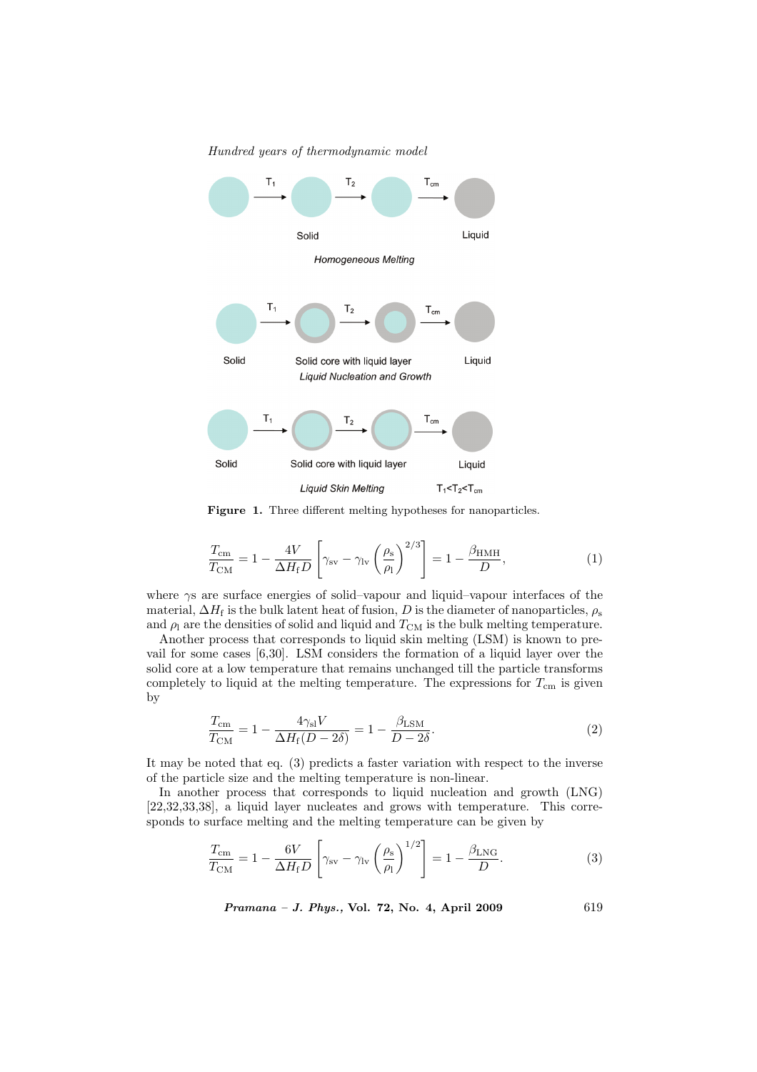Figure 1. Three different melting hypotheses for nanoparticles.

$$\frac{T_{\rm cm}}{T_{\rm CM}} = 1 - \frac{4V}{\Delta H_{\rm f} D}\left[\gamma_{\rm sv} - \gamma_{\rm lv}\left(\frac{\rho_{\rm s}}{\rho_{\rm l}}\right)^{2/3}\right] = 1 - \frac{\beta_{\rm HMH}}{D}, \tag{1}$$

where $\gamma$s are surface energies of solid–vapour and liquid–vapour interfaces of the material, $\Delta H_{\rm f}$ is the bulk latent heat of fusion, $D$ is the diameter of nanoparticles, $\rho_{\rm s}$ and $\rho_{\rm l}$ are the densities of solid and liquid and $T_{\rm CM}$ is the bulk melting temperature.

Another process that corresponds to liquid skin melting (LSM) is known to prevail for some cases [6,30]. LSM considers the formation of a liquid layer over the solid core at a low temperature that remains unchanged till the particle transforms completely to liquid at the melting temperature. The expressions for $T_{\rm cm}$ is given by

$$\frac{T_{\rm cm}}{T_{\rm CM}} = 1 - \frac{4\gamma_{\rm sl} V}{\Delta H_{\rm f}(D - 2\delta)} = 1 - \frac{\beta_{\rm LSM}}{D - 2\delta}. \tag{2}$$

It may be noted that eq. (3) predicts a faster variation with respect to the inverse of the particle size and the melting temperature is non-linear.

In another process that corresponds to liquid nucleation and growth (LNG) [22,32,33,38], a liquid layer nucleates and grows with temperature. This corresponds to surface melting and the melting temperature can be given by

$$\frac{T_{\rm cm}}{T_{\rm CM}} = 1 - \frac{6V}{\Delta H_{\rm f} D}\left[\gamma_{\rm sv} - \gamma_{\rm lv}\left(\frac{\rho_{\rm s}}{\rho_{\rm l}}\right)^{1/2}\right] = 1 - \frac{\beta_{\rm LNG}}{D}. \tag{3}$$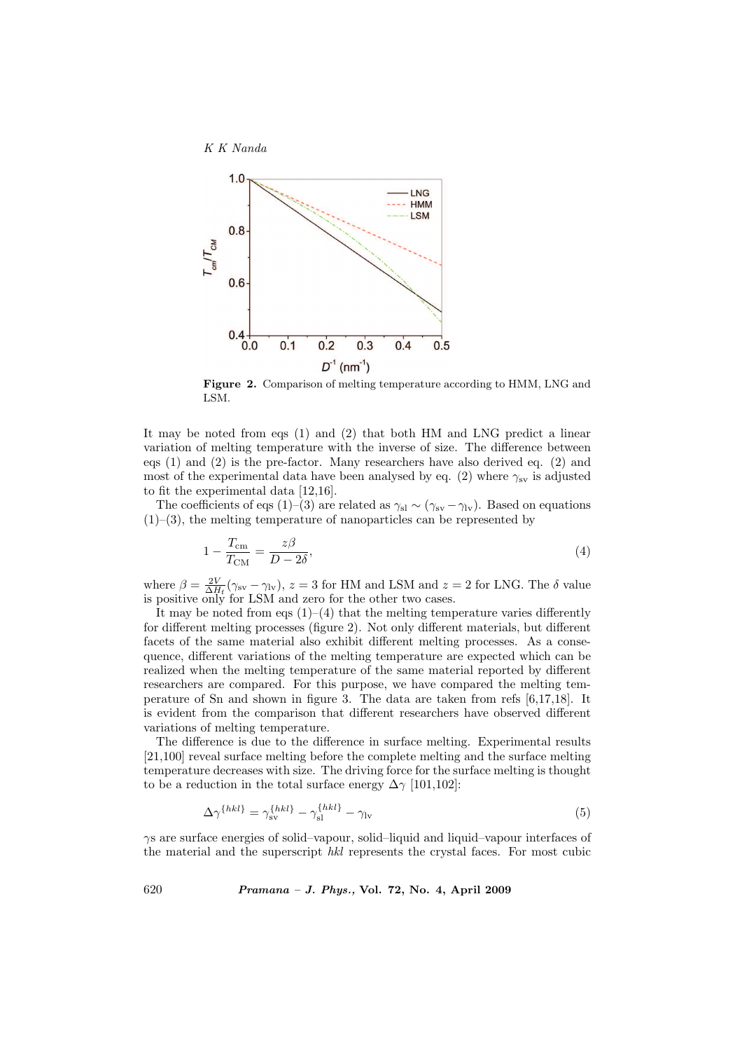**Figure 2.** Comparison of melting temperature according to HMM, LNG and LSM.

It may be noted from eqs (1) and (2) that both HM and LNG predict a linear variation of melting temperature with the inverse of size. The difference between eqs (1) and (2) is the pre-factor. Many researchers have also derived eq. (2) and most of the experimental data have been analysed by eq. (2) where $\gamma_{\rm sv}$ is adjusted to fit the experimental data [12,16].

The coefficients of eqs (1)–(3) are related as $\gamma_{\rm sl} \sim (\gamma_{\rm sv} - \gamma_{\rm lv})$. Based on equations (1)–(3), the melting temperature of nanoparticles can be represented by

$$1 - \frac{T_{\rm cm}}{T_{\rm CM}} = \frac{z\beta}{D - 2\delta}, \tag{4}$$

where $\beta = \frac{2V}{\Delta H_{\rm f}}(\gamma_{\rm sv} - \gamma_{\rm lv})$, $z = 3$ for HM and LSM and $z = 2$ for LNG. The $\delta$ value is positive only for LSM and zero for the other two cases.

It may be noted from eqs (1)–(4) that the melting temperature varies differently for different melting processes (figure 2). Not only different materials, but different facets of the same material also exhibit different melting processes. As a consequence, different variations of the melting temperature are expected which can be realized when the melting temperature of the same material reported by different researchers are compared. For this purpose, we have compared the melting temperature of Sn and shown in figure 3. The data are taken from refs [6,17,18]. It is evident from the comparison that different researchers have observed different variations of melting temperature.

The difference is due to the difference in surface melting. Experimental results [21,100] reveal surface melting before the complete melting and the surface melting temperature decreases with size. The driving force for the surface melting is thought to be a reduction in the total surface energy $\Delta\gamma$ [101,102]:

$$\Delta\gamma^{\{hkl\}} = \gamma_{\rm sv}^{\{hkl\}} - \gamma_{\rm sl}^{\{hkl\}} - \gamma_{\rm lv} \tag{5}$$

$\gamma$s are surface energies of solid–vapour, solid–liquid and liquid–vapour interfaces of the material and the superscript *hkl* represents the crystal faces. For most cubic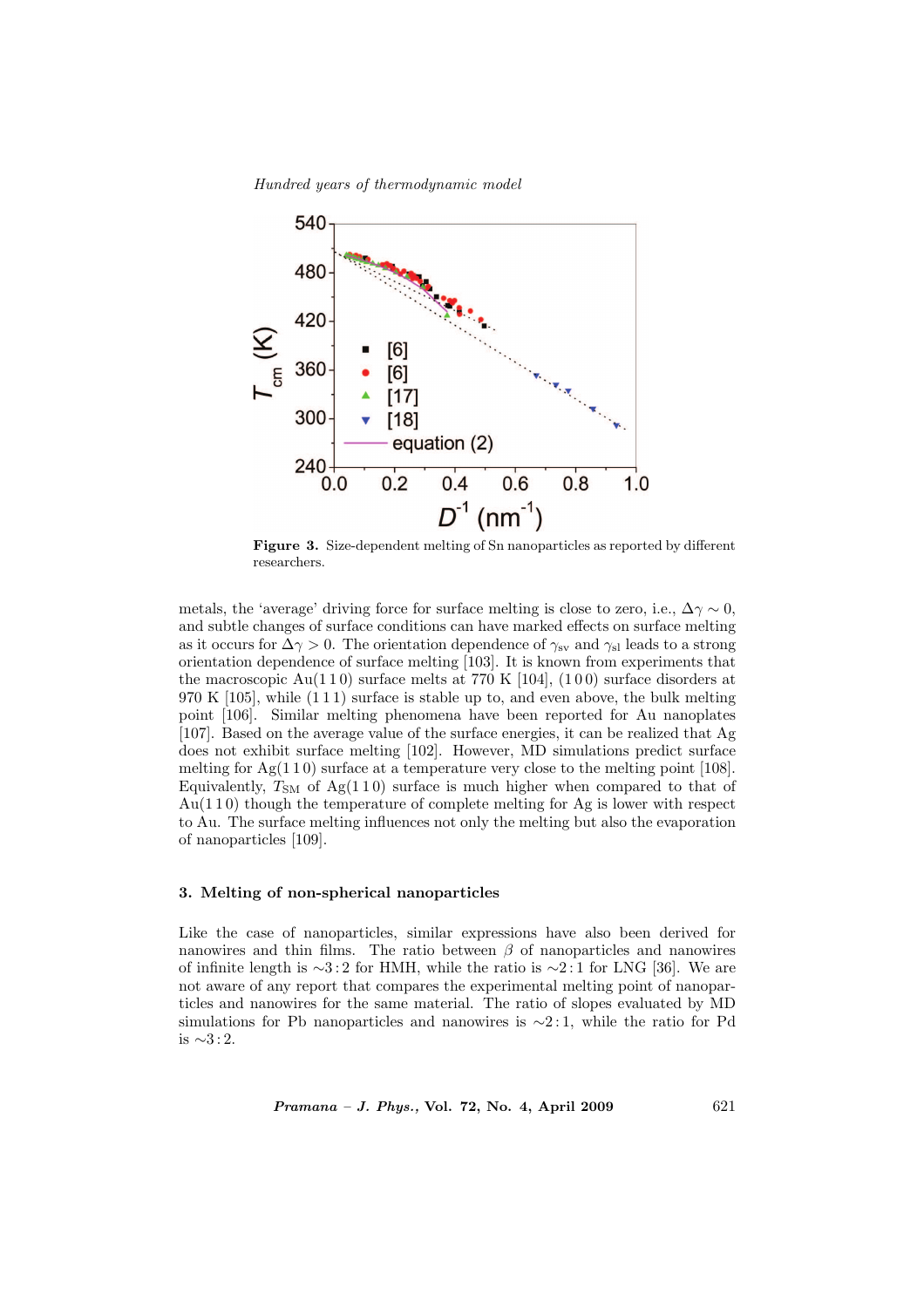Figure 3. Size-dependent melting of Sn nanoparticles as reported by different researchers.

metals, the 'average' driving force for surface melting is close to zero, i.e., $\Delta\gamma \sim 0$, and subtle changes of surface conditions can have marked effects on surface melting as it occurs for $\Delta\gamma > 0$. The orientation dependence of $\gamma_{sv}$ and $\gamma_{sl}$ leads to a strong orientation dependence of surface melting [103]. It is known from experiments that the macroscopic Au(1 1 0) surface melts at 770 K [104], (1 0 0) surface disorders at 970 K [105], while (1 1 1) surface is stable up to, and even above, the bulk melting point [106]. Similar melting phenomena have been reported for Au nanoplates [107]. Based on the average value of the surface energies, it can be realized that Ag does not exhibit surface melting [102]. However, MD simulations predict surface melting for Ag(1 1 0) surface at a temperature very close to the melting point [108]. Equivalently, $T_{SM}$ of Ag(1 1 0) surface is much higher when compared to that of Au(1 1 0) though the temperature of complete melting for Ag is lower with respect to Au. The surface melting influences not only the melting but also the evaporation of nanoparticles [109].

### 3. Melting of non-spherical nanoparticles

Like the case of nanoparticles, similar expressions have also been derived for nanowires and thin films. The ratio between $\beta$ of nanoparticles and nanowires of infinite length is $\sim$3 : 2 for HMH, while the ratio is $\sim$2 : 1 for LNG [36]. We are not aware of any report that compares the experimental melting point of nanoparticles and nanowires for the same material. The ratio of slopes evaluated by MD simulations for Pb nanoparticles and nanowires is $\sim$2 : 1, while the ratio for Pd is $\sim$3 : 2.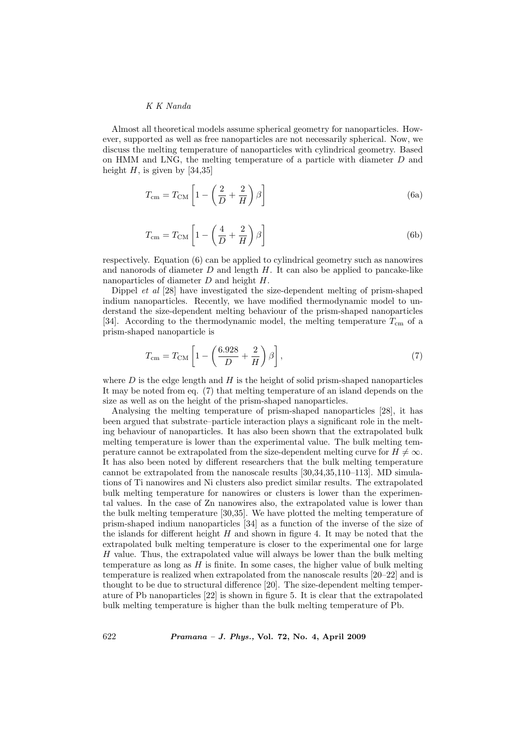Almost all theoretical models assume spherical geometry for nanoparticles. However, supported as well as free nanoparticles are not necessarily spherical. Now, we discuss the melting temperature of nanoparticles with cylindrical geometry. Based on HMM and LNG, the melting temperature of a particle with diameter $D$ and height $H$, is given by [34,35]

$$T_{\mathrm{cm}} = T_{\mathrm{CM}}\left[1 - \left(\frac{2}{D} + \frac{2}{H}\right)\beta\right] \tag{6a}$$

$$T_{\mathrm{cm}} = T_{\mathrm{CM}}\left[1 - \left(\frac{4}{D} + \frac{2}{H}\right)\beta\right] \tag{6b}$$

respectively. Equation (6) can be applied to cylindrical geometry such as nanowires and nanorods of diameter $D$ and length $H$. It can also be applied to pancake-like nanoparticles of diameter $D$ and height $H$.

Dippel *et al* [28] have investigated the size-dependent melting of prism-shaped indium nanoparticles. Recently, we have modified thermodynamic model to understand the size-dependent melting behaviour of the prism-shaped nanoparticles [34]. According to the thermodynamic model, the melting temperature $T_{\mathrm{cm}}$ of a prism-shaped nanoparticle is

$$T_{\mathrm{cm}} = T_{\mathrm{CM}}\left[1 - \left(\frac{6.928}{D} + \frac{2}{H}\right)\beta\right], \tag{7}$$

where $D$ is the edge length and $H$ is the height of solid prism-shaped nanoparticles It may be noted from eq. (7) that melting temperature of an island depends on the size as well as on the height of the prism-shaped nanoparticles.

Analysing the melting temperature of prism-shaped nanoparticles [28], it has been argued that substrate–particle interaction plays a significant role in the melting behaviour of nanoparticles. It has also been shown that the extrapolated bulk melting temperature is lower than the experimental value. The bulk melting temperature cannot be extrapolated from the size-dependent melting curve for $H \neq \infty$. It has also been noted by different researchers that the bulk melting temperature cannot be extrapolated from the nanoscale results [30,34,35,110–113]. MD simulations of Ti nanowires and Ni clusters also predict similar results. The extrapolated bulk melting temperature for nanowires or clusters is lower than the experimental values. In the case of Zn nanowires also, the extrapolated value is lower than the bulk melting temperature [30,35]. We have plotted the melting temperature of prism-shaped indium nanoparticles [34] as a function of the inverse of the size of the islands for different height $H$ and shown in figure 4. It may be noted that the extrapolated bulk melting temperature is closer to the experimental one for large $H$ value. Thus, the extrapolated value will always be lower than the bulk melting temperature as long as $H$ is finite. In some cases, the higher value of bulk melting temperature is realized when extrapolated from the nanoscale results [20–22] and is thought to be due to structural difference [20]. The size-dependent melting temperature of Pb nanoparticles [22] is shown in figure 5. It is clear that the extrapolated bulk melting temperature is higher than the bulk melting temperature of Pb.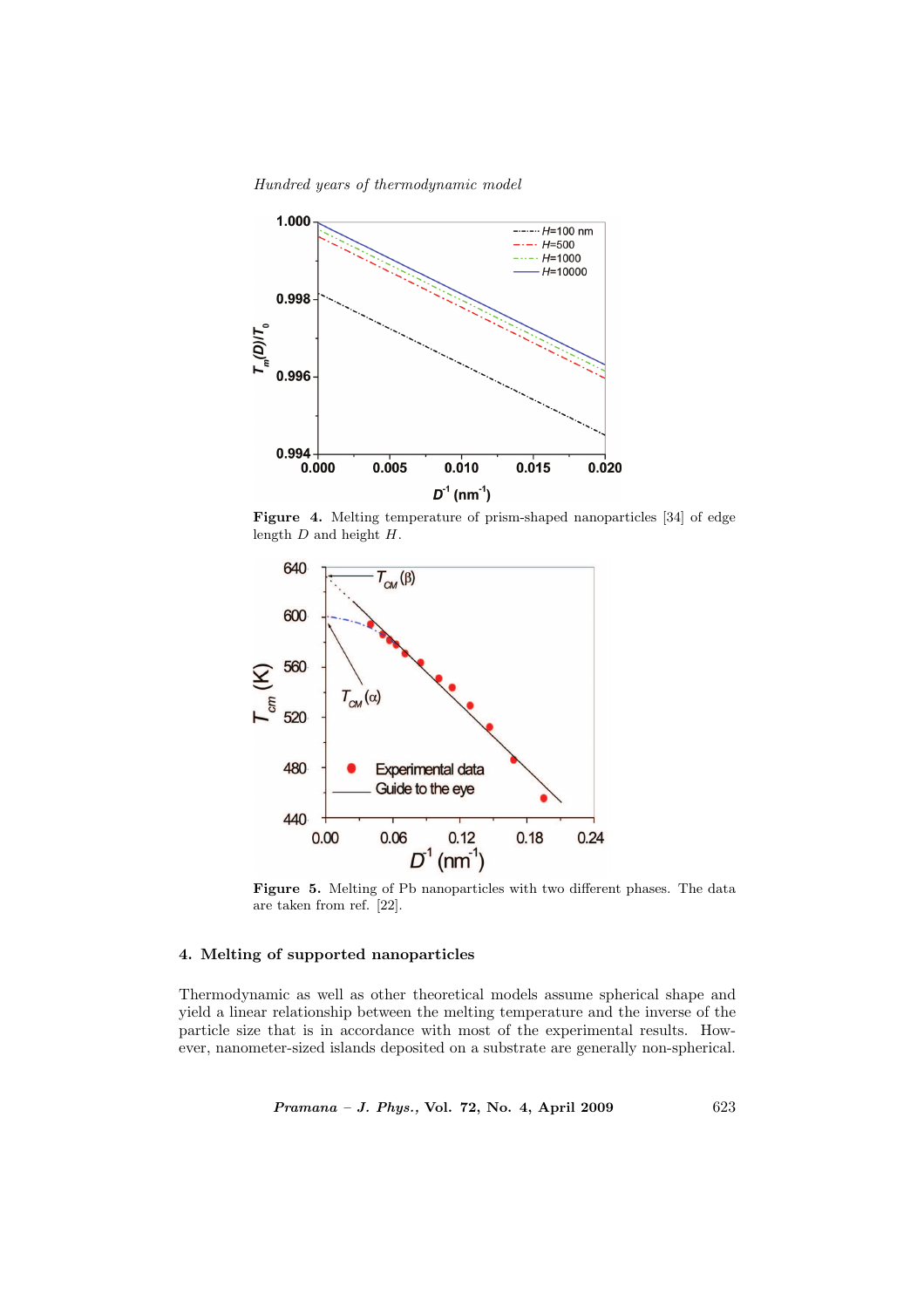**Figure 4.** Melting temperature of prism-shaped nanoparticles [34] of edge length $D$ and height $H$.

**Figure 5.** Melting of Pb nanoparticles with two different phases. The data are taken from ref. [22].

## 4. Melting of supported nanoparticles

Thermodynamic as well as other theoretical models assume spherical shape and yield a linear relationship between the melting temperature and the inverse of the particle size that is in accordance with most of the experimental results. However, nanometer-sized islands deposited on a substrate are generally non-spherical.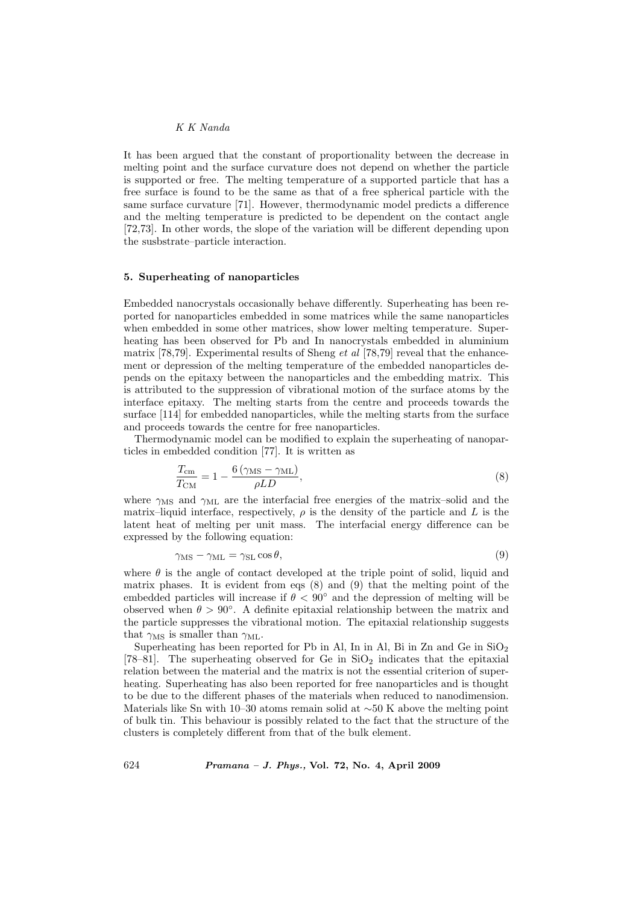It has been argued that the constant of proportionality between the decrease in melting point and the surface curvature does not depend on whether the particle is supported or free. The melting temperature of a supported particle that has a free surface is found to be the same as that of a free spherical particle with the same surface curvature [71]. However, thermodynamic model predicts a difference and the melting temperature is predicted to be dependent on the contact angle [72,73]. In other words, the slope of the variation will be different depending upon the susbstrate–particle interaction.

## 5. Superheating of nanoparticles

Embedded nanocrystals occasionally behave differently. Superheating has been reported for nanoparticles embedded in some matrices while the same nanoparticles when embedded in some other matrices, show lower melting temperature. Superheating has been observed for Pb and In nanocrystals embedded in aluminium matrix [78,79]. Experimental results of Sheng *et al* [78,79] reveal that the enhancement or depression of the melting temperature of the embedded nanoparticles depends on the epitaxy between the nanoparticles and the embedding matrix. This is attributed to the suppression of vibrational motion of the surface atoms by the interface epitaxy. The melting starts from the centre and proceeds towards the surface [114] for embedded nanoparticles, while the melting starts from the surface and proceeds towards the centre for free nanoparticles.

Thermodynamic model can be modified to explain the superheating of nanoparticles in embedded condition [77]. It is written as

$$\frac{T_{\mathrm{cm}}}{T_{\mathrm{CM}}} = 1 - \frac{6\left(\gamma_{\mathrm{MS}} - \gamma_{\mathrm{ML}}\right)}{\rho L D}, \tag{8}$$

where $\gamma_{\mathrm{MS}}$ and $\gamma_{\mathrm{ML}}$ are the interfacial free energies of the matrix–solid and the matrix–liquid interface, respectively, $\rho$ is the density of the particle and $L$ is the latent heat of melting per unit mass. The interfacial energy difference can be expressed by the following equation:

$$\gamma_{\mathrm{MS}} - \gamma_{\mathrm{ML}} = \gamma_{\mathrm{SL}} \cos\theta, \tag{9}$$

where $\theta$ is the angle of contact developed at the triple point of solid, liquid and matrix phases. It is evident from eqs (8) and (9) that the melting point of the embedded particles will increase if $\theta < 90^\circ$ and the depression of melting will be observed when $\theta > 90^\circ$. A definite epitaxial relationship between the matrix and the particle suppresses the vibrational motion. The epitaxial relationship suggests that $\gamma_{\mathrm{MS}}$ is smaller than $\gamma_{\mathrm{ML}}$.

Superheating has been reported for Pb in Al, In in Al, Bi in Zn and Ge in $SiO_2$ [78–81]. The superheating observed for Ge in $SiO_2$ indicates that the epitaxial relation between the material and the matrix is not the essential criterion of superheating. Superheating has also been reported for free nanoparticles and is thought to be due to the different phases of the materials when reduced to nanodimension. Materials like Sn with 10–30 atoms remain solid at $\sim$50 K above the melting point of bulk tin. This behaviour is possibly related to the fact that the structure of the clusters is completely different from that of the bulk element.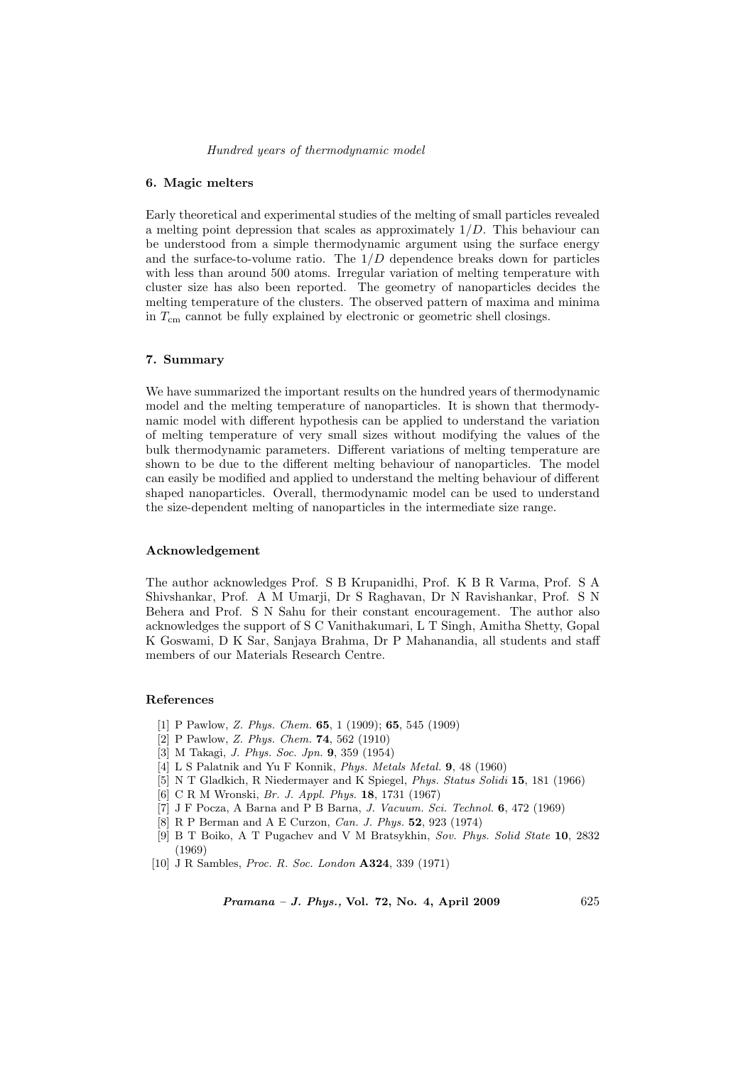## 6. Magic melters

Early theoretical and experimental studies of the melting of small particles revealed a melting point depression that scales as approximately $1/D$. This behaviour can be understood from a simple thermodynamic argument using the surface energy and the surface-to-volume ratio. The $1/D$ dependence breaks down for particles with less than around 500 atoms. Irregular variation of melting temperature with cluster size has also been reported. The geometry of nanoparticles decides the melting temperature of the clusters. The observed pattern of maxima and minima in $T_{\mathrm{cm}}$ cannot be fully explained by electronic or geometric shell closings.

## 7. Summary

We have summarized the important results on the hundred years of thermodynamic model and the melting temperature of nanoparticles. It is shown that thermodynamic model with different hypothesis can be applied to understand the variation of melting temperature of very small sizes without modifying the values of the bulk thermodynamic parameters. Different variations of melting temperature are shown to be due to the different melting behaviour of nanoparticles. The model can easily be modified and applied to understand the melting behaviour of different shaped nanoparticles. Overall, thermodynamic model can be used to understand the size-dependent melting of nanoparticles in the intermediate size range.

### Acknowledgement

The author acknowledges Prof. S B Krupanidhi, Prof. K B R Varma, Prof. S A Shivshankar, Prof. A M Umarji, Dr S Raghavan, Dr N Ravishankar, Prof. S N Behera and Prof. S N Sahu for their constant encouragement. The author also acknowledges the support of S C Vanithakumari, L T Singh, Amitha Shetty, Gopal K Goswami, D K Sar, Sanjaya Brahma, Dr P Mahanandia, all students and staff members of our Materials Research Centre.

### References

[1] P Pawlow, *Z. Phys. Chem.* **65**, 1 (1909); **65**, 545 (1909)
[2] P Pawlow, *Z. Phys. Chem.* **74**, 562 (1910)
[3] M Takagi, *J. Phys. Soc. Jpn.* **9**, 359 (1954)
[4] L S Palatnik and Yu F Konnik, *Phys. Metals Metal.* **9**, 48 (1960)
[5] N T Gladkich, R Niedermayer and K Spiegel, *Phys. Status Solidi* **15**, 181 (1966)
[6] C R M Wronski, *Br. J. Appl. Phys.* **18**, 1731 (1967)
[7] J F Pocza, A Barna and P B Barna, *J. Vacuum. Sci. Technol.* **6**, 472 (1969)
[8] R P Berman and A E Curzon, *Can. J. Phys.* **52**, 923 (1974)
[9] B T Boiko, A T Pugachev and V M Bratsykhin, *Sov. Phys. Solid State* **10**, 2832 (1969)
[10] J R Sambles, *Proc. R. Soc. London* **A324**, 339 (1971)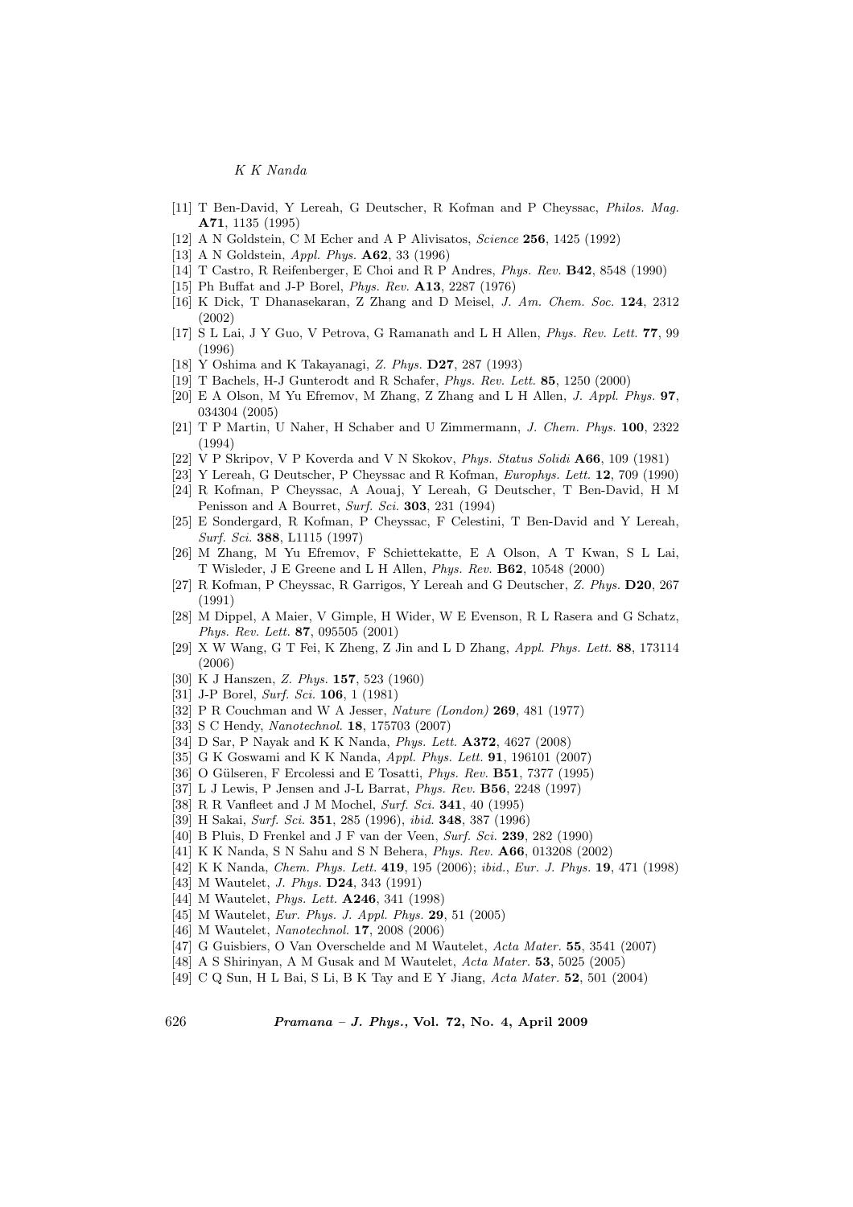[11] T Ben-David, Y Lereah, G Deutscher, R Kofman and P Cheyssac, *Philos. Mag.* **A71**, 1135 (1995)
[12] A N Goldstein, C M Echer and A P Alivisatos, *Science* **256**, 1425 (1992)
[13] A N Goldstein, *Appl. Phys.* **A62**, 33 (1996)
[14] T Castro, R Reifenberger, E Choi and R P Andres, *Phys. Rev.* **B42**, 8548 (1990)
[15] Ph Buffat and J-P Borel, *Phys. Rev.* **A13**, 2287 (1976)
[16] K Dick, T Dhanasekaran, Z Zhang and D Meisel, *J. Am. Chem. Soc.* **124**, 2312 (2002)
[17] S L Lai, J Y Guo, V Petrova, G Ramanath and L H Allen, *Phys. Rev. Lett.* **77**, 99 (1996)
[18] Y Oshima and K Takayanagi, *Z. Phys.* **D27**, 287 (1993)
[19] T Bachels, H-J Gunterodt and R Schafer, *Phys. Rev. Lett.* **85**, 1250 (2000)
[20] E A Olson, M Yu Efremov, M Zhang, Z Zhang and L H Allen, *J. Appl. Phys.* **97**, 034304 (2005)
[21] T P Martin, U Naher, H Schaber and U Zimmermann, *J. Chem. Phys.* **100**, 2322 (1994)
[22] V P Skripov, V P Koverda and V N Skokov, *Phys. Status Solidi* **A66**, 109 (1981)
[23] Y Lereah, G Deutscher, P Cheyssac and R Kofman, *Europhys. Lett.* **12**, 709 (1990)
[24] R Kofman, P Cheyssac, A Aouaj, Y Lereah, G Deutscher, T Ben-David, H M Penisson and A Bourret, *Surf. Sci.* **303**, 231 (1994)
[25] E Sondergard, R Kofman, P Cheyssac, F Celestini, T Ben-David and Y Lereah, *Surf. Sci.* **388**, L1115 (1997)
[26] M Zhang, M Yu Efremov, F Schiettekatte, E A Olson, A T Kwan, S L Lai, T Wisleder, J E Greene and L H Allen, *Phys. Rev.* **B62**, 10548 (2000)
[27] R Kofman, P Cheyssac, R Garrigos, Y Lereah and G Deutscher, *Z. Phys.* **D20**, 267 (1991)
[28] M Dippel, A Maier, V Gimple, H Wider, W E Evenson, R L Rasera and G Schatz, *Phys. Rev. Lett.* **87**, 095505 (2001)
[29] X W Wang, G T Fei, K Zheng, Z Jin and L D Zhang, *Appl. Phys. Lett.* **88**, 173114 (2006)
[30] K J Hanszen, *Z. Phys.* **157**, 523 (1960)
[31] J-P Borel, *Surf. Sci.* **106**, 1 (1981)
[32] P R Couchman and W A Jesser, *Nature (London)* **269**, 481 (1977)
[33] S C Hendy, *Nanotechnol.* **18**, 175703 (2007)
[34] D Sar, P Nayak and K K Nanda, *Phys. Lett.* **A372**, 4627 (2008)
[35] G K Goswami and K K Nanda, *Appl. Phys. Lett.* **91**, 196101 (2007)
[36] O Gülseren, F Ercolessi and E Tosatti, *Phys. Rev.* **B51**, 7377 (1995)
[37] L J Lewis, P Jensen and J-L Barrat, *Phys. Rev.* **B56**, 2248 (1997)
[38] R R Vanfleet and J M Mochel, *Surf. Sci.* **341**, 40 (1995)
[39] H Sakai, *Surf. Sci.* **351**, 285 (1996), *ibid.* **348**, 387 (1996)
[40] B Pluis, D Frenkel and J F van der Veen, *Surf. Sci.* **239**, 282 (1990)
[41] K K Nanda, S N Sahu and S N Behera, *Phys. Rev.* **A66**, 013208 (2002)
[42] K K Nanda, *Chem. Phys. Lett.* **419**, 195 (2006); *ibid.*, *Eur. J. Phys.* **19**, 471 (1998)
[43] M Wautelet, *J. Phys.* **D24**, 343 (1991)
[44] M Wautelet, *Phys. Lett.* **A246**, 341 (1998)
[45] M Wautelet, *Eur. Phys. J. Appl. Phys.* **29**, 51 (2005)
[46] M Wautelet, *Nanotechnol.* **17**, 2008 (2006)
[47] G Guisbiers, O Van Overschelde and M Wautelet, *Acta Mater.* **55**, 3541 (2007)
[48] A S Shirinyan, A M Gusak and M Wautelet, *Acta Mater.* **53**, 5025 (2005)
[49] C Q Sun, H L Bai, S Li, B K Tay and E Y Jiang, *Acta Mater.* **52**, 501 (2004)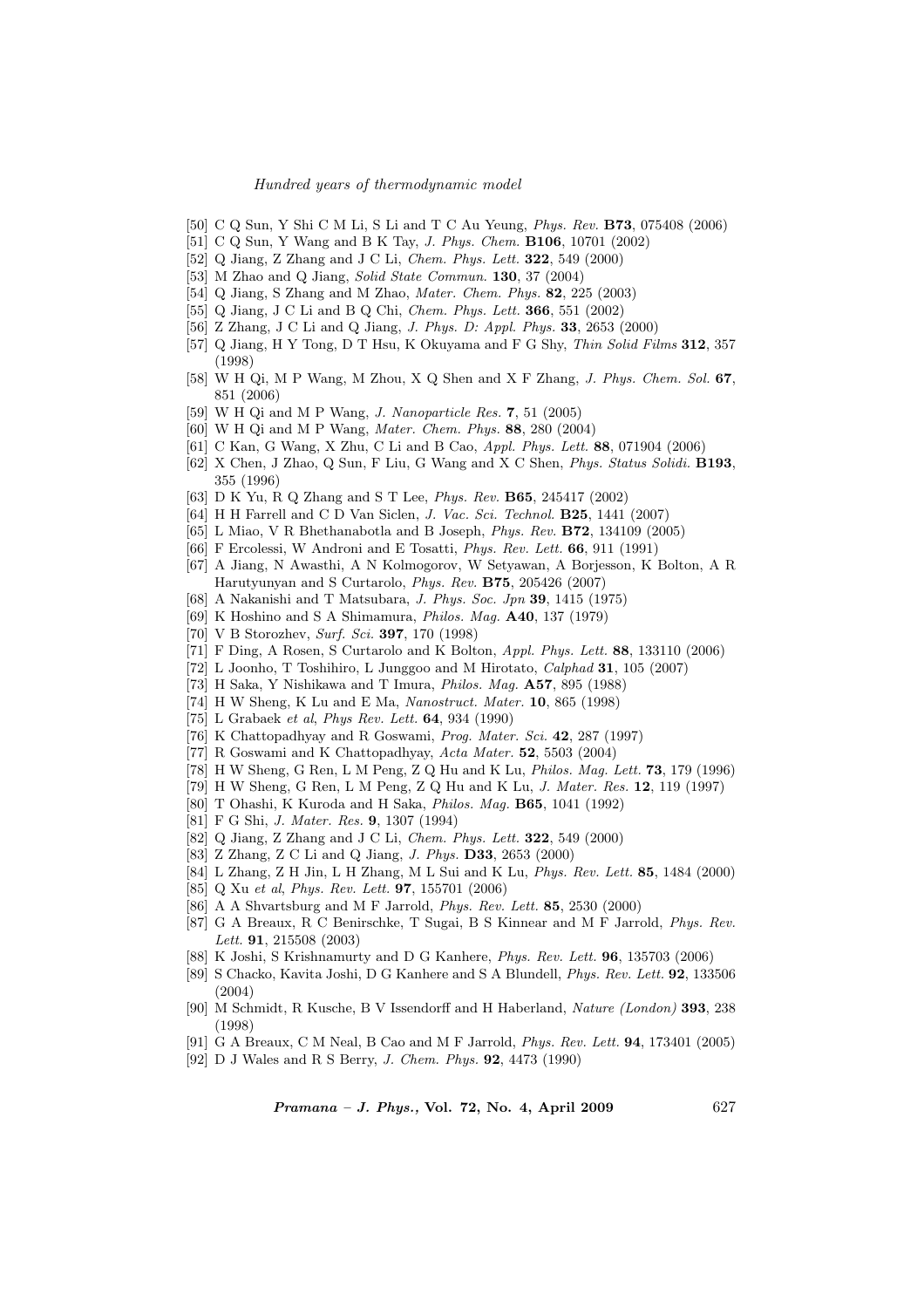[50] C Q Sun, Y Shi C M Li, S Li and T C Au Yeung, *Phys. Rev.* **B73**, 075408 (2006)

[51] C Q Sun, Y Wang and B K Tay, *J. Phys. Chem.* **B106**, 10701 (2002)

[52] Q Jiang, Z Zhang and J C Li, *Chem. Phys. Lett.* **322**, 549 (2000)

[53] M Zhao and Q Jiang, *Solid State Commun.* **130**, 37 (2004)

[54] Q Jiang, S Zhang and M Zhao, *Mater. Chem. Phys.* **82**, 225 (2003)

[55] Q Jiang, J C Li and B Q Chi, *Chem. Phys. Lett.* **366**, 551 (2002)

[56] Z Zhang, J C Li and Q Jiang, *J. Phys. D: Appl. Phys.* **33**, 2653 (2000)

[57] Q Jiang, H Y Tong, D T Hsu, K Okuyama and F G Shy, *Thin Solid Films* **312**, 357 (1998)

[58] W H Qi, M P Wang, M Zhou, X Q Shen and X F Zhang, *J. Phys. Chem. Sol.* **67**, 851 (2006)

[59] W H Qi and M P Wang, *J. Nanoparticle Res.* **7**, 51 (2005)

[60] W H Qi and M P Wang, *Mater. Chem. Phys.* **88**, 280 (2004)

[61] C Kan, G Wang, X Zhu, C Li and B Cao, *Appl. Phys. Lett.* **88**, 071904 (2006)

[62] X Chen, J Zhao, Q Sun, F Liu, G Wang and X C Shen, *Phys. Status Solidi.* **B193**, 355 (1996)

[63] D K Yu, R Q Zhang and S T Lee, *Phys. Rev.* **B65**, 245417 (2002)

[64] H H Farrell and C D Van Siclen, *J. Vac. Sci. Technol.* **B25**, 1441 (2007)

[65] L Miao, V R Bhethanabotla and B Joseph, *Phys. Rev.* **B72**, 134109 (2005)

[66] F Ercolessi, W Androni and E Tosatti, *Phys. Rev. Lett.* **66**, 911 (1991)

[67] A Jiang, N Awasthi, A N Kolmogorov, W Setyawan, A Borjesson, K Bolton, A R Harutyunyan and S Curtarolo, *Phys. Rev.* **B75**, 205426 (2007)

[68] A Nakanishi and T Matsubara, *J. Phys. Soc. Jpn* **39**, 1415 (1975)

[69] K Hoshino and S A Shimamura, *Philos. Mag.* **A40**, 137 (1979)

[70] V B Storozhev, *Surf. Sci.* **397**, 170 (1998)

[71] F Ding, A Rosen, S Curtarolo and K Bolton, *Appl. Phys. Lett.* **88**, 133110 (2006)

[72] L Joonho, T Toshihiro, L Junggoo and M Hirotato, *Calphad* **31**, 105 (2007)

[73] H Saka, Y Nishikawa and T Imura, *Philos. Mag.* **A57**, 895 (1988)

[74] H W Sheng, K Lu and E Ma, *Nanostruct. Mater.* **10**, 865 (1998)

[75] L Grabaek *et al*, *Phys Rev. Lett.* **64**, 934 (1990)

[76] K Chattopadhyay and R Goswami, *Prog. Mater. Sci.* **42**, 287 (1997)

[77] R Goswami and K Chattopadhyay, *Acta Mater.* **52**, 5503 (2004)

[78] H W Sheng, G Ren, L M Peng, Z Q Hu and K Lu, *Philos. Mag. Lett.* **73**, 179 (1996)

[79] H W Sheng, G Ren, L M Peng, Z Q Hu and K Lu, *J. Mater. Res.* **12**, 119 (1997)

[80] T Ohashi, K Kuroda and H Saka, *Philos. Mag.* **B65**, 1041 (1992)

[81] F G Shi, *J. Mater. Res.* **9**, 1307 (1994)

[82] Q Jiang, Z Zhang and J C Li, *Chem. Phys. Lett.* **322**, 549 (2000)

[83] Z Zhang, Z C Li and Q Jiang, *J. Phys.* **D33**, 2653 (2000)

[84] L Zhang, Z H Jin, L H Zhang, M L Sui and K Lu, *Phys. Rev. Lett.* **85**, 1484 (2000)

[85] Q Xu *et al*, *Phys. Rev. Lett.* **97**, 155701 (2006)

[86] A A Shvartsburg and M F Jarrold, *Phys. Rev. Lett.* **85**, 2530 (2000)

[87] G A Breaux, R C Benirschke, T Sugai, B S Kinnear and M F Jarrold, *Phys. Rev. Lett.* **91**, 215508 (2003)

[88] K Joshi, S Krishnamurty and D G Kanhere, *Phys. Rev. Lett.* **96**, 135703 (2006)

[89] S Chacko, Kavita Joshi, D G Kanhere and S A Blundell, *Phys. Rev. Lett.* **92**, 133506 (2004)

[90] M Schmidt, R Kusche, B V Issendorff and H Haberland, *Nature (London)* **393**, 238 (1998)

[91] G A Breaux, C M Neal, B Cao and M F Jarrold, *Phys. Rev. Lett.* **94**, 173401 (2005)

[92] D J Wales and R S Berry, *J. Chem. Phys.* **92**, 4473 (1990)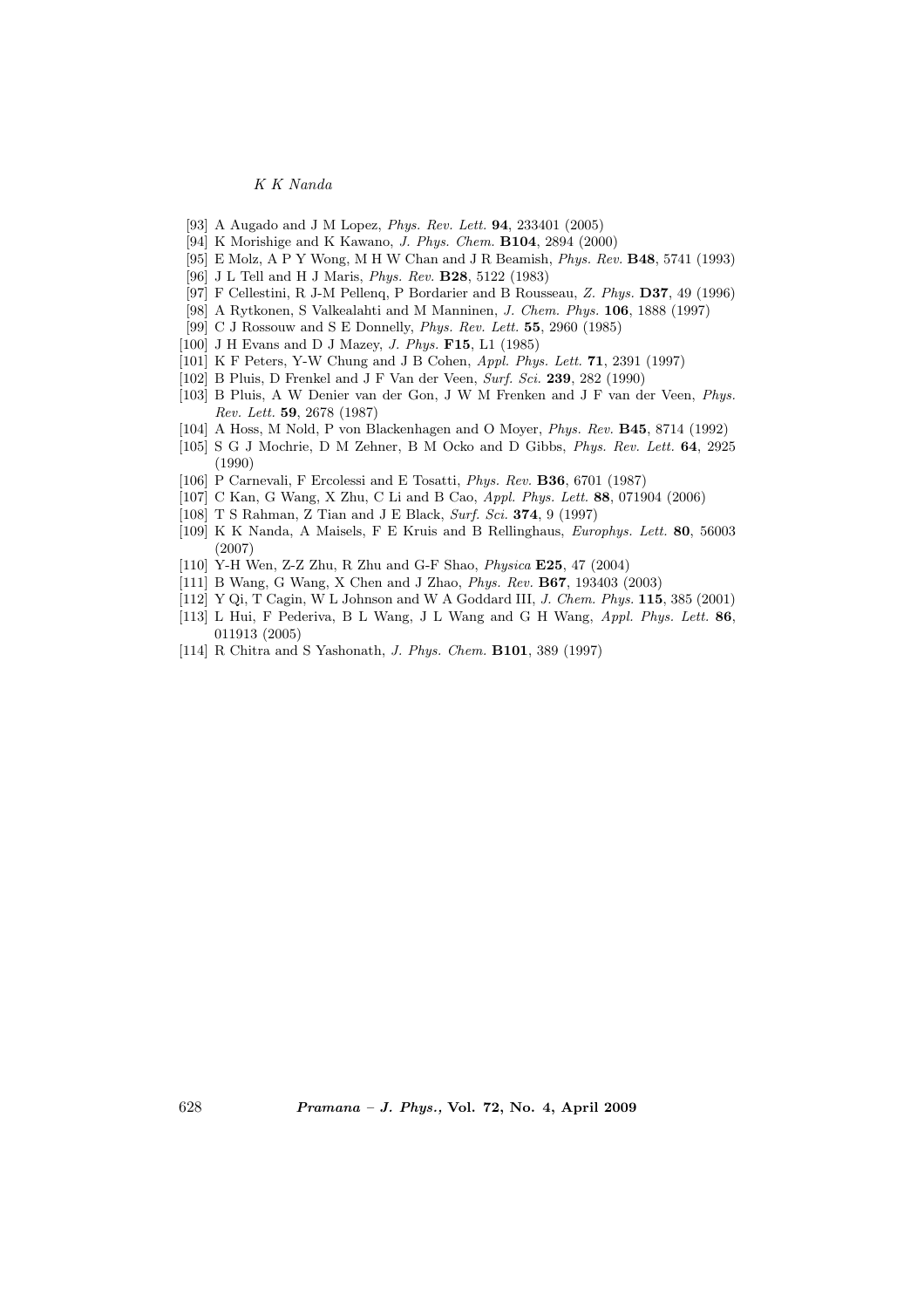[93] A Augado and J M Lopez, *Phys. Rev. Lett.* **94**, 233401 (2005)

[94] K Morishige and K Kawano, *J. Phys. Chem.* **B104**, 2894 (2000)

[95] E Molz, A P Y Wong, M H W Chan and J R Beamish, *Phys. Rev.* **B48**, 5741 (1993)

[96] J L Tell and H J Maris, *Phys. Rev.* **B28**, 5122 (1983)

[97] F Cellestini, R J-M Pellenq, P Bordarier and B Rousseau, *Z. Phys.* **D37**, 49 (1996)

[98] A Rytkonen, S Valkealahti and M Manninen, *J. Chem. Phys.* **106**, 1888 (1997)

[99] C J Rossouw and S E Donnelly, *Phys. Rev. Lett.* **55**, 2960 (1985)

[100] J H Evans and D J Mazey, *J. Phys.* **F15**, L1 (1985)

[101] K F Peters, Y-W Chung and J B Cohen, *Appl. Phys. Lett.* **71**, 2391 (1997)

[102] B Pluis, D Frenkel and J F Van der Veen, *Surf. Sci.* **239**, 282 (1990)

[103] B Pluis, A W Denier van der Gon, J W M Frenken and J F van der Veen, *Phys. Rev. Lett.* **59**, 2678 (1987)

[104] A Hoss, M Nold, P von Blackenhagen and O Moyer, *Phys. Rev.* **B45**, 8714 (1992)

[105] S G J Mochrie, D M Zehner, B M Ocko and D Gibbs, *Phys. Rev. Lett.* **64**, 2925 (1990)

[106] P Carnevali, F Ercolessi and E Tosatti, *Phys. Rev.* **B36**, 6701 (1987)

[107] C Kan, G Wang, X Zhu, C Li and B Cao, *Appl. Phys. Lett.* **88**, 071904 (2006)

[108] T S Rahman, Z Tian and J E Black, *Surf. Sci.* **374**, 9 (1997)

[109] K K Nanda, A Maisels, F E Kruis and B Rellinghaus, *Europhys. Lett.* **80**, 56003 (2007)

[110] Y-H Wen, Z-Z Zhu, R Zhu and G-F Shao, *Physica* **E25**, 47 (2004)

[111] B Wang, G Wang, X Chen and J Zhao, *Phys. Rev.* **B67**, 193403 (2003)

[112] Y Qi, T Cagin, W L Johnson and W A Goddard III, *J. Chem. Phys.* **115**, 385 (2001)

[113] L Hui, F Pederiva, B L Wang, J L Wang and G H Wang, *Appl. Phys. Lett.* **86**, 011913 (2005)

[114] R Chitra and S Yashonath, *J. Phys. Chem.* **B101**, 389 (1997)